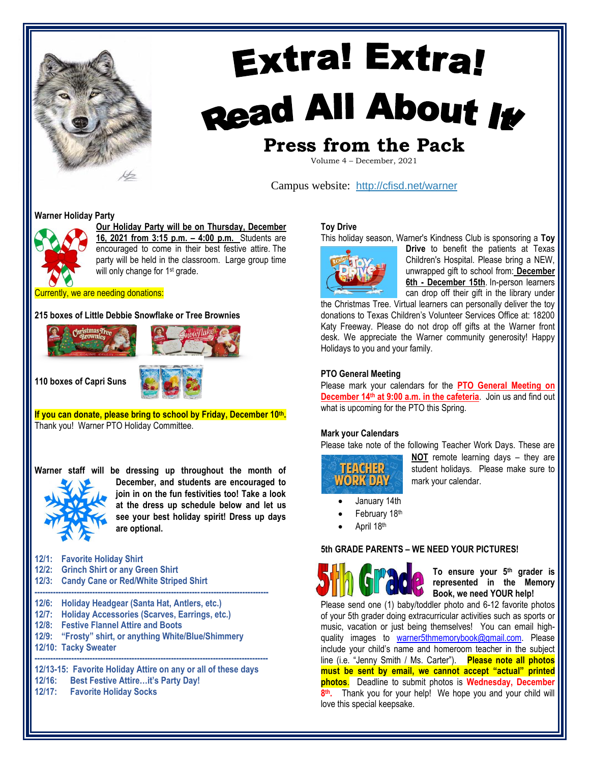# Extra! Extra!
# Read All About It

## Press from the Pack

Volume 4 – December, 2021

Campus website: http://cfisd.net/warner

### Warner Holiday Party

**Our Holiday Party will be on Thursday, December 16, 2021 from 3:15 p.m. – 4:00 p.m.** Students are encouraged to come in their best festive attire. The party will be held in the classroom. Large group time will only change for 1st grade.

Currently, we are needing donations:

**215 boxes of Little Debbie Snowflake or Tree Brownies**

**110 boxes of Capri Suns**

**If you can donate, please bring to school by Friday, December 10th.**
Thank you! Warner PTO Holiday Committee.

**Warner staff will be dressing up throughout the month of December, and students are encouraged to join in on the fun festivities too! Take a look at the dress up schedule below and let us see your best holiday spirit! Dress up days are optional.**

**12/1: Favorite Holiday Shirt**
**12/2: Grinch Shirt or any Green Shirt**
**12/3: Candy Cane or Red/White Striped Shirt**

---

**12/6: Holiday Headgear (Santa Hat, Antlers, etc.)**
**12/7: Holiday Accessories (Scarves, Earrings, etc.)**
**12/8: Festive Flannel Attire and Boots**
**12/9: "Frosty" shirt, or anything White/Blue/Shimmery**
**12/10: Tacky Sweater**

---

**12/13-15: Favorite Holiday Attire on any or all of these days**
**12/16: Best Festive Attire…it's Party Day!**
**12/17: Favorite Holiday Socks**

### Toy Drive

This holiday season, Warner's Kindness Club is sponsoring a **Toy Drive** to benefit the patients at Texas Children's Hospital. Please bring a NEW, unwrapped gift to school from: **December 6th - December 15th**. In-person learners can drop off their gift in the library under the Christmas Tree. Virtual learners can personally deliver the toy donations to Texas Children's Volunteer Services Office at: 18200 Katy Freeway. Please do not drop off gifts at the Warner front desk. We appreciate the Warner community generosity! Happy Holidays to you and your family.

### PTO General Meeting

Please mark your calendars for the **PTO General Meeting on December 14th at 9:00 a.m. in the cafeteria**. Join us and find out what is upcoming for the PTO this Spring.

### Mark your Calendars

Please take note of the following Teacher Work Days. These are **NOT** remote learning days – they are student holidays. Please make sure to mark your calendar.

- January 14th
- February 18th
- April 18th

### 5th GRADE PARENTS – WE NEED YOUR PICTURES!

**To ensure your 5th grader is represented in the Memory Book, we need YOUR help!**

Please send one (1) baby/toddler photo and 6-12 favorite photos of your 5th grader doing extracurricular activities such as sports or music, vacation or just being themselves! You can email high-quality images to warner5thmemorybook@gmail.com. Please include your child's name and homeroom teacher in the subject line (i.e. "Jenny Smith / Ms. Carter"). **Please note all photos must be sent by email, we cannot accept "actual" printed photos.** Deadline to submit photos is **Wednesday, December 8th.** Thank you for your help! We hope you and your child will love this special keepsake.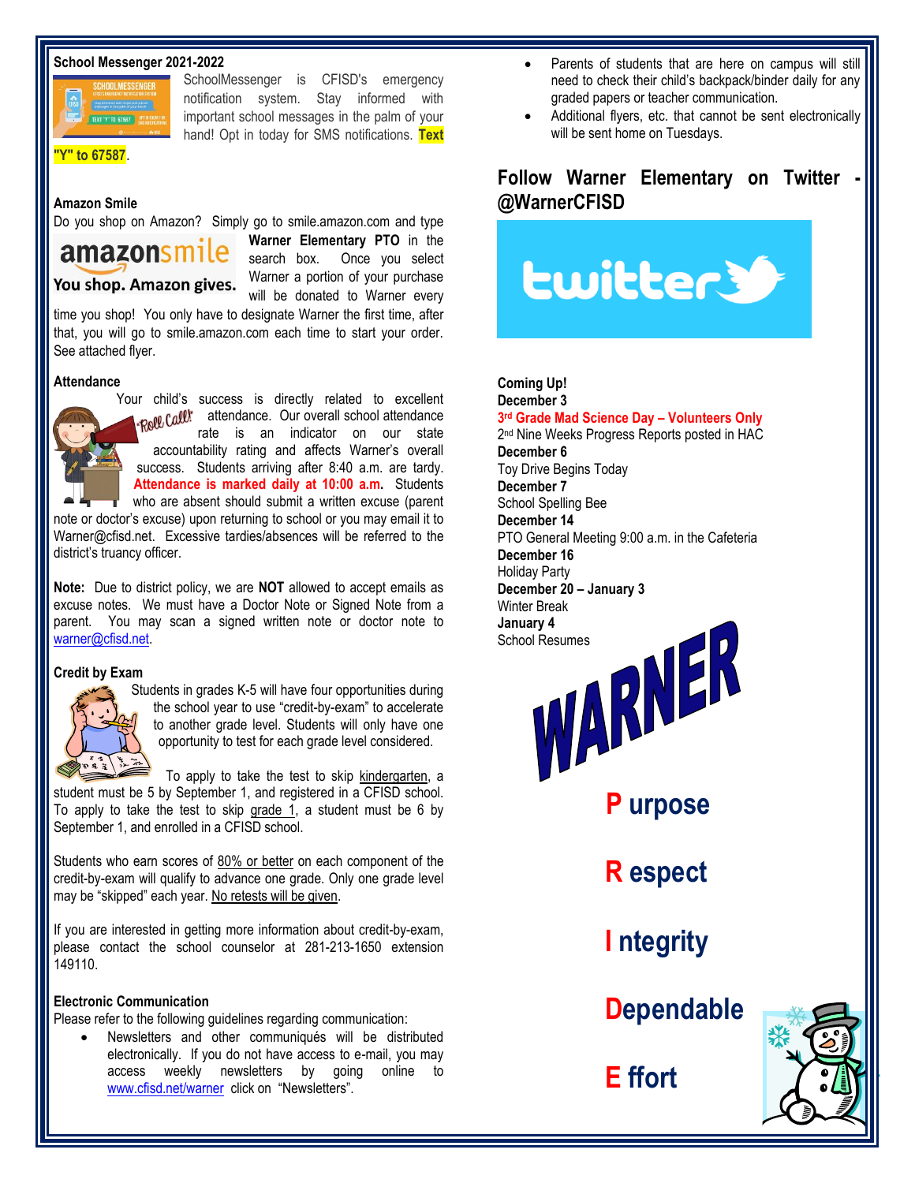### School Messenger 2021-2022

SchoolMessenger is CFISD's emergency notification system. Stay informed with important school messages in the palm of your hand! Opt in today for SMS notifications. **Text "Y" to 67587**.

### Amazon Smile

Do you shop on Amazon? Simply go to smile.amazon.com and type **Warner Elementary PTO** in the search box. Once you select Warner a portion of your purchase will be donated to Warner every time you shop! You only have to designate Warner the first time, after that, you will go to smile.amazon.com each time to start your order. See attached flyer.

### Attendance

Your child's success is directly related to excellent attendance. Our overall school attendance rate is an indicator on our state accountability rating and affects Warner's overall success. Students arriving after 8:40 a.m. are tardy. **Attendance is marked daily at 10:00 a.m.** Students who are absent should submit a written excuse (parent note or doctor's excuse) upon returning to school or you may email it to Warner@cfisd.net. Excessive tardies/absences will be referred to the district's truancy officer.

**Note:** Due to district policy, we are **NOT** allowed to accept emails as excuse notes. We must have a Doctor Note or Signed Note from a parent. You may scan a signed written note or doctor note to warner@cfisd.net.

### Credit by Exam

Students in grades K-5 will have four opportunities during the school year to use "credit-by-exam" to accelerate to another grade level. Students will only have one opportunity to test for each grade level considered.

To apply to take the test to skip kindergarten, a student must be 5 by September 1, and registered in a CFISD school. To apply to take the test to skip grade 1, a student must be 6 by September 1, and enrolled in a CFISD school.

Students who earn scores of 80% or better on each component of the credit-by-exam will qualify to advance one grade. Only one grade level may be "skipped" each year. No retests will be given.

If you are interested in getting more information about credit-by-exam, please contact the school counselor at 281-213-1650 extension 149110.

### Electronic Communication

Please refer to the following guidelines regarding communication:

- Newsletters and other communiqués will be distributed electronically. If you do not have access to e-mail, you may access weekly newsletters by going online to www.cfisd.net/warner click on "Newsletters".
- Parents of students that are here on campus will still need to check their child's backpack/binder daily for any graded papers or teacher communication.
- Additional flyers, etc. that cannot be sent electronically will be sent home on Tuesdays.

## Follow Warner Elementary on Twitter - @WarnerCFISD

**Coming Up!**

**December 3**
**3rd Grade Mad Science Day – Volunteers Only**
2nd Nine Weeks Progress Reports posted in HAC

**December 6**
Toy Drive Begins Today

**December 7**
School Spelling Bee

**December 14**
PTO General Meeting 9:00 a.m. in the Cafeteria

**December 16**
Holiday Party

**December 20 – January 3**
Winter Break

**January 4**
School Resumes

**WARNER**

**P urpose**

**R espect**

**I ntegrity**

**Dependable**

**E ffort**